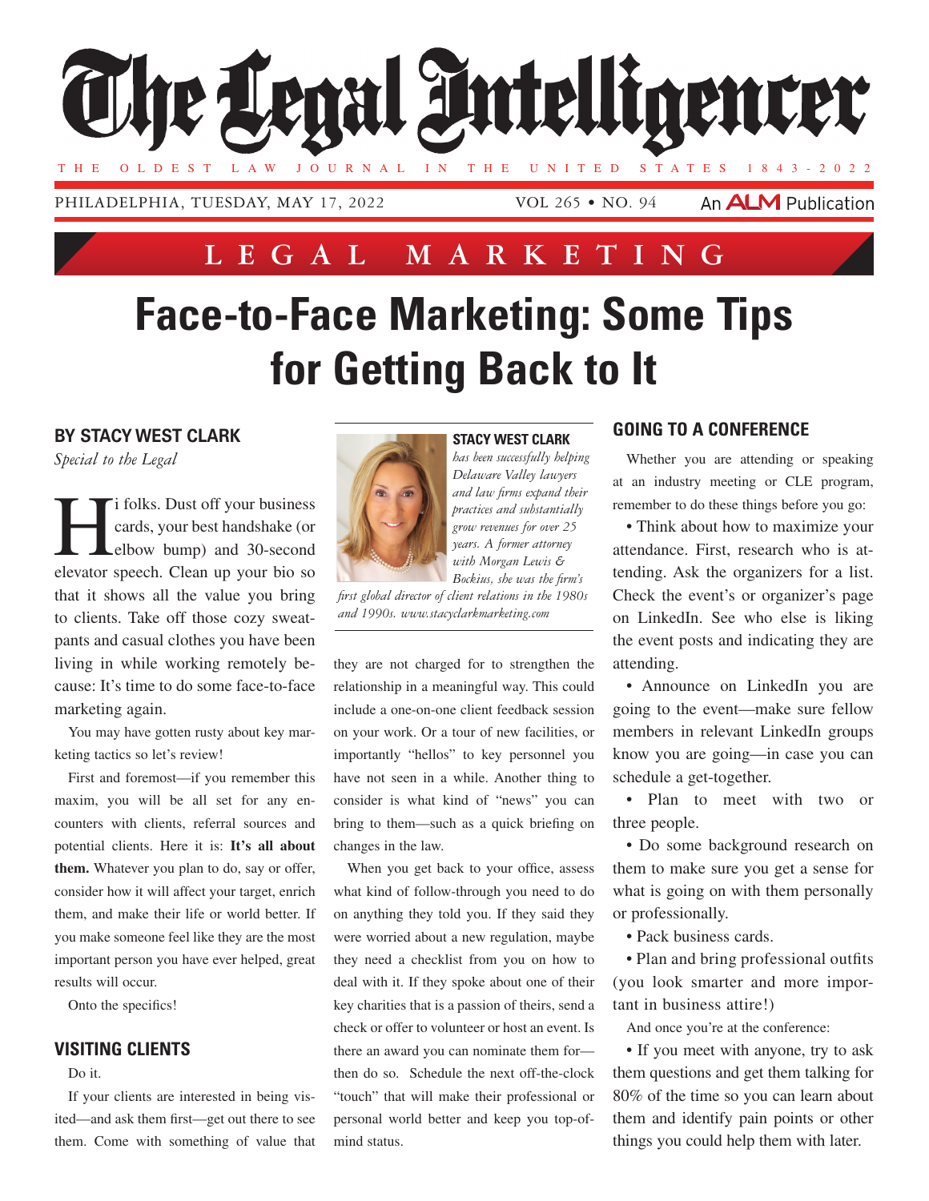# Face-to-Face Marketing: Some Tips for Getting Back to It

**BY STACY WEST CLARK**

*Special to the Legal*

Hi folks. Dust off your business cards, your best handshake (or elbow bump) and 30-second elevator speech. Clean up your bio so that it shows all the value you bring to clients. Take off those cozy sweatpants and casual clothes you have been living in while working remotely because: It's time to do some face-to-face marketing again.

You may have gotten rusty about key marketing tactics so let's review!

First and foremost—if you remember this maxim, you will be all set for any encounters with clients, referral sources and potential clients. Here it is: **It's all about them.** Whatever you plan to do, say or offer, consider how it will affect your target, enrich them, and make their life or world better. If you make someone feel like they are the most important person you have ever helped, great results will occur.

Onto the specifics!

## VISITING CLIENTS

Do it.

If your clients are interested in being visited—and ask them first—get out there to see them. Come with something of value that they are not charged for to strengthen the relationship in a meaningful way. This could include a one-on-one client feedback session on your work. Or a tour of new facilities, or importantly "hellos" to key personnel you have not seen in a while. Another thing to consider is what kind of "news" you can bring to them—such as a quick briefing on changes in the law.

When you get back to your office, assess what kind of follow-through you need to do on anything they told you. If they said they were worried about a new regulation, maybe they need a checklist from you on how to deal with it. If they spoke about one of their key charities that is a passion of theirs, send a check or offer to volunteer or host an event. Is there an award you can nominate them for—then do so. Schedule the next off-the-clock "touch" that will make their professional or personal world better and keep you top-of-mind status.

**STACY WEST CLARK** *has been successfully helping Delaware Valley lawyers and law firms expand their practices and substantially grow revenues for over 25 years. A former attorney with Morgan Lewis & Bockius, she was the firm's first global director of client relations in the 1980s and 1990s. www.stacyclarkmarketing.com*

## GOING TO A CONFERENCE

Whether you are attending or speaking at an industry meeting or CLE program, remember to do these things before you go:

- Think about how to maximize your attendance. First, research who is attending. Ask the organizers for a list. Check the event's or organizer's page on LinkedIn. See who else is liking the event posts and indicating they are attending.
- Announce on LinkedIn you are going to the event—make sure fellow members in relevant LinkedIn groups know you are going—in case you can schedule a get-together.
- Plan to meet with two or three people.
- Do some background research on them to make sure you get a sense for what is going on with them personally or professionally.
- Pack business cards.
- Plan and bring professional outfits (you look smarter and more important in business attire!)

And once you're at the conference:

- If you meet with anyone, try to ask them questions and get them talking for 80% of the time so you can learn about them and identify pain points or other things you could help them with later.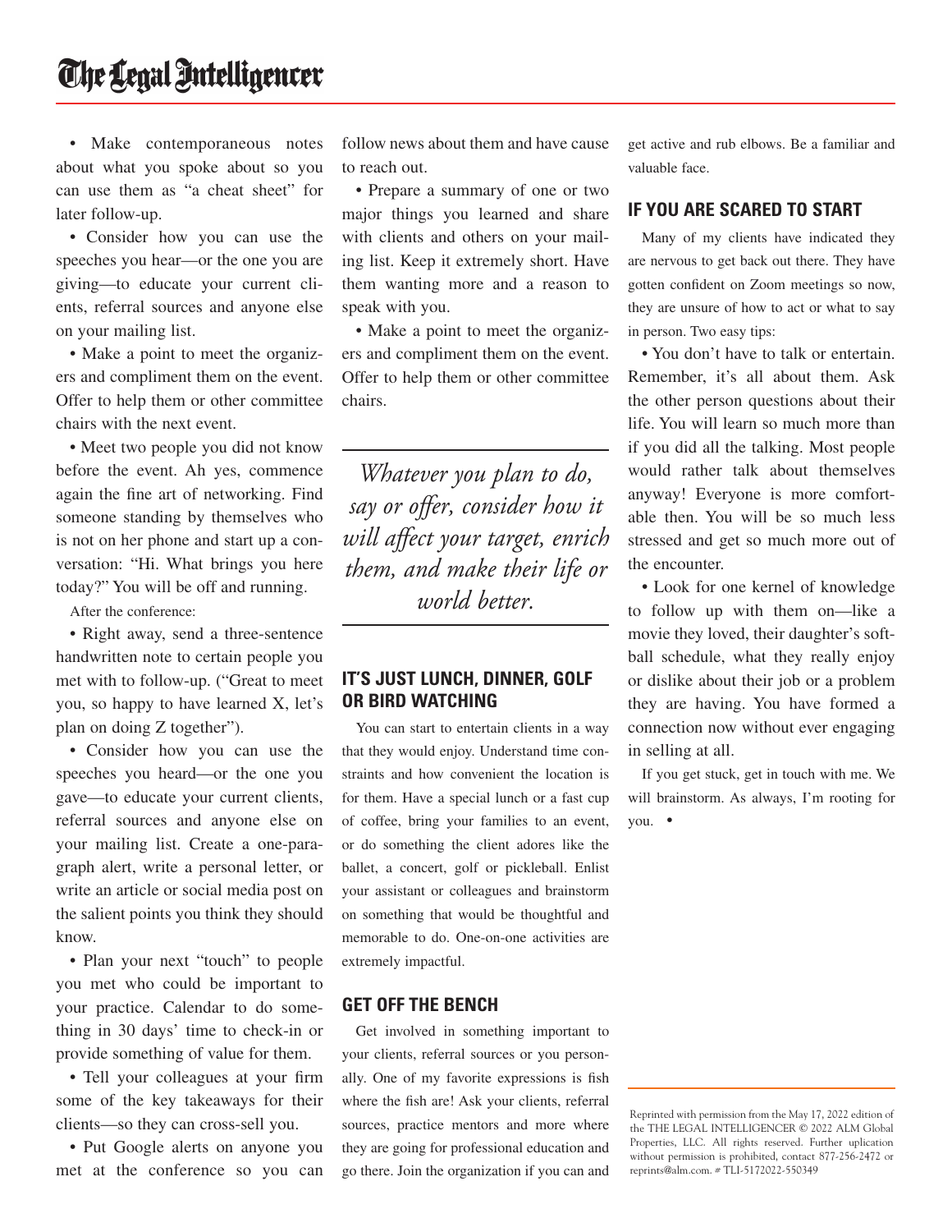- Make contemporaneous notes about what you spoke about so you can use them as "a cheat sheet" for later follow-up.
- Consider how you can use the speeches you hear—or the one you are giving—to educate your current clients, referral sources and anyone else on your mailing list.
- Make a point to meet the organizers and compliment them on the event. Offer to help them or other committee chairs with the next event.
- Meet two people you did not know before the event. Ah yes, commence again the fine art of networking. Find someone standing by themselves who is not on her phone and start up a conversation: "Hi. What brings you here today?" You will be off and running.

After the conference:

- Right away, send a three-sentence handwritten note to certain people you met with to follow-up. ("Great to meet you, so happy to have learned X, let's plan on doing Z together").
- Consider how you can use the speeches you heard—or the one you gave—to educate your current clients, referral sources and anyone else on your mailing list. Create a one-paragraph alert, write a personal letter, or write an article or social media post on the salient points you think they should know.
- Plan your next "touch" to people you met who could be important to your practice. Calendar to do something in 30 days' time to check-in or provide something of value for them.
- Tell your colleagues at your firm some of the key takeaways for their clients—so they can cross-sell you.
- Put Google alerts on anyone you met at the conference so you can follow news about them and have cause to reach out.
- Prepare a summary of one or two major things you learned and share with clients and others on your mailing list. Keep it extremely short. Have them wanting more and a reason to speak with you.
- Make a point to meet the organizers and compliment them on the event. Offer to help them or other committee chairs.

> *Whatever you plan to do, say or offer, consider how it will affect your target, enrich them, and make their life or world better.*

## IT'S JUST LUNCH, DINNER, GOLF OR BIRD WATCHING

You can start to entertain clients in a way that they would enjoy. Understand time constraints and how convenient the location is for them. Have a special lunch or a fast cup of coffee, bring your families to an event, or do something the client adores like the ballet, a concert, golf or pickleball. Enlist your assistant or colleagues and brainstorm on something that would be thoughtful and memorable to do. One-on-one activities are extremely impactful.

## GET OFF THE BENCH

Get involved in something important to your clients, referral sources or you personally. One of my favorite expressions is fish where the fish are! Ask your clients, referral sources, practice mentors and more where they are going for professional education and go there. Join the organization if you can and get active and rub elbows. Be a familiar and valuable face.

## IF YOU ARE SCARED TO START

Many of my clients have indicated they are nervous to get back out there. They have gotten confident on Zoom meetings so now, they are unsure of how to act or what to say in person. Two easy tips:

- You don't have to talk or entertain. Remember, it's all about them. Ask the other person questions about their life. You will learn so much more than if you did all the talking. Most people would rather talk about themselves anyway! Everyone is more comfortable then. You will be so much less stressed and get so much more out of the encounter.
- Look for one kernel of knowledge to follow up with them on—like a movie they loved, their daughter's softball schedule, what they really enjoy or dislike about their job or a problem they are having. You have formed a connection now without ever engaging in selling at all.

If you get stuck, get in touch with me. We will brainstorm. As always, I'm rooting for you. •

Reprinted with permission from the May 17, 2022 edition of the THE LEGAL INTELLIGENCER © 2022 ALM Global Properties, LLC. All rights reserved. Further uplication without permission is prohibited, contact 877-256-2472 or reprints@alm.com. # TLI-5172022-550349